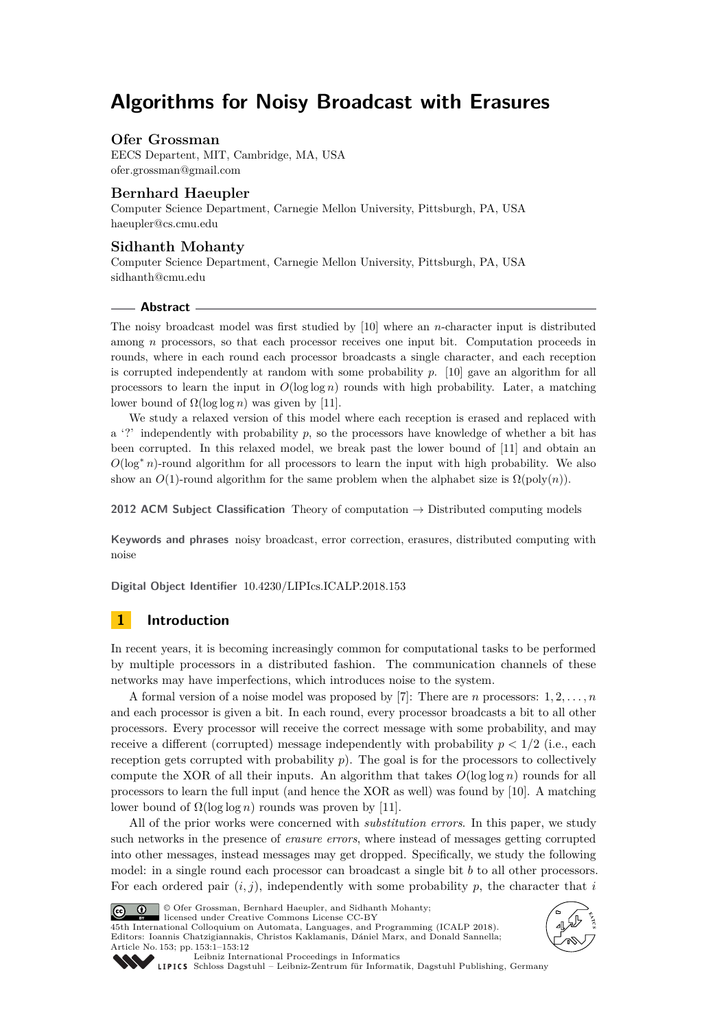# Algorithms for Noisy Broadcast with Erasures

## Ofer Grossman

EECS Departent, MIT, Cambridge, MA, USA
ofer.grossman@gmail.com

## Bernhard Haeupler

Computer Science Department, Carnegie Mellon University, Pittsburgh, PA, USA
haeupler@cs.cmu.edu

## Sidhanth Mohanty

Computer Science Department, Carnegie Mellon University, Pittsburgh, PA, USA
sidhanth@cmu.edu

### Abstract

The noisy broadcast model was first studied by [10] where an $n$-character input is distributed among $n$ processors, so that each processor receives one input bit. Computation proceeds in rounds, where in each round each processor broadcasts a single character, and each reception is corrupted independently at random with some probability $p$. [10] gave an algorithm for all processors to learn the input in $O(\log \log n)$ rounds with high probability. Later, a matching lower bound of $\Omega(\log \log n)$ was given by [11].

We study a relaxed version of this model where each reception is erased and replaced with a '?' independently with probability $p$, so the processors have knowledge of whether a bit has been corrupted. In this relaxed model, we break past the lower bound of [11] and obtain an $O(\log^* n)$-round algorithm for all processors to learn the input with high probability. We also show an $O(1)$-round algorithm for the same problem when the alphabet size is $\Omega(\mathrm{poly}(n))$.

**2012 ACM Subject Classification** Theory of computation → Distributed computing models

**Keywords and phrases** noisy broadcast, error correction, erasures, distributed computing with noise

**Digital Object Identifier** 10.4230/LIPIcs.ICALP.2018.153

## 1 Introduction

In recent years, it is becoming increasingly common for computational tasks to be performed by multiple processors in a distributed fashion. The communication channels of these networks may have imperfections, which introduces noise to the system.

A formal version of a noise model was proposed by [7]: There are $n$ processors: $1, 2, \ldots, n$ and each processor is given a bit. In each round, every processor broadcasts a bit to all other processors. Every processor will receive the correct message with some probability, and may receive a different (corrupted) message independently with probability $p < 1/2$ (i.e., each reception gets corrupted with probability $p$). The goal is for the processors to collectively compute the XOR of all their inputs. An algorithm that takes $O(\log \log n)$ rounds for all processors to learn the full input (and hence the XOR as well) was found by [10]. A matching lower bound of $\Omega(\log \log n)$ rounds was proven by [11].

All of the prior works were concerned with *substitution errors*. In this paper, we study such networks in the presence of *erasure errors*, where instead of messages getting corrupted into other messages, instead messages may get dropped. Specifically, we study the following model: in a single round each processor can broadcast a single bit $b$ to all other processors. For each ordered pair $(i, j)$, independently with some probability $p$, the character that $i$

© Ofer Grossman, Bernhard Haeupler, and Sidhanth Mohanty;
licensed under Creative Commons License CC-BY
45th International Colloquium on Automata, Languages, and Programming (ICALP 2018).
Editors: Ioannis Chatzigiannakis, Christos Kaklamanis, Dániel Marx, and Donald Sannella;
Article No. 153; pp. 153:1–153:12
Leibniz International Proceedings in Informatics
Schloss Dagstuhl – Leibniz-Zentrum für Informatik, Dagstuhl Publishing, Germany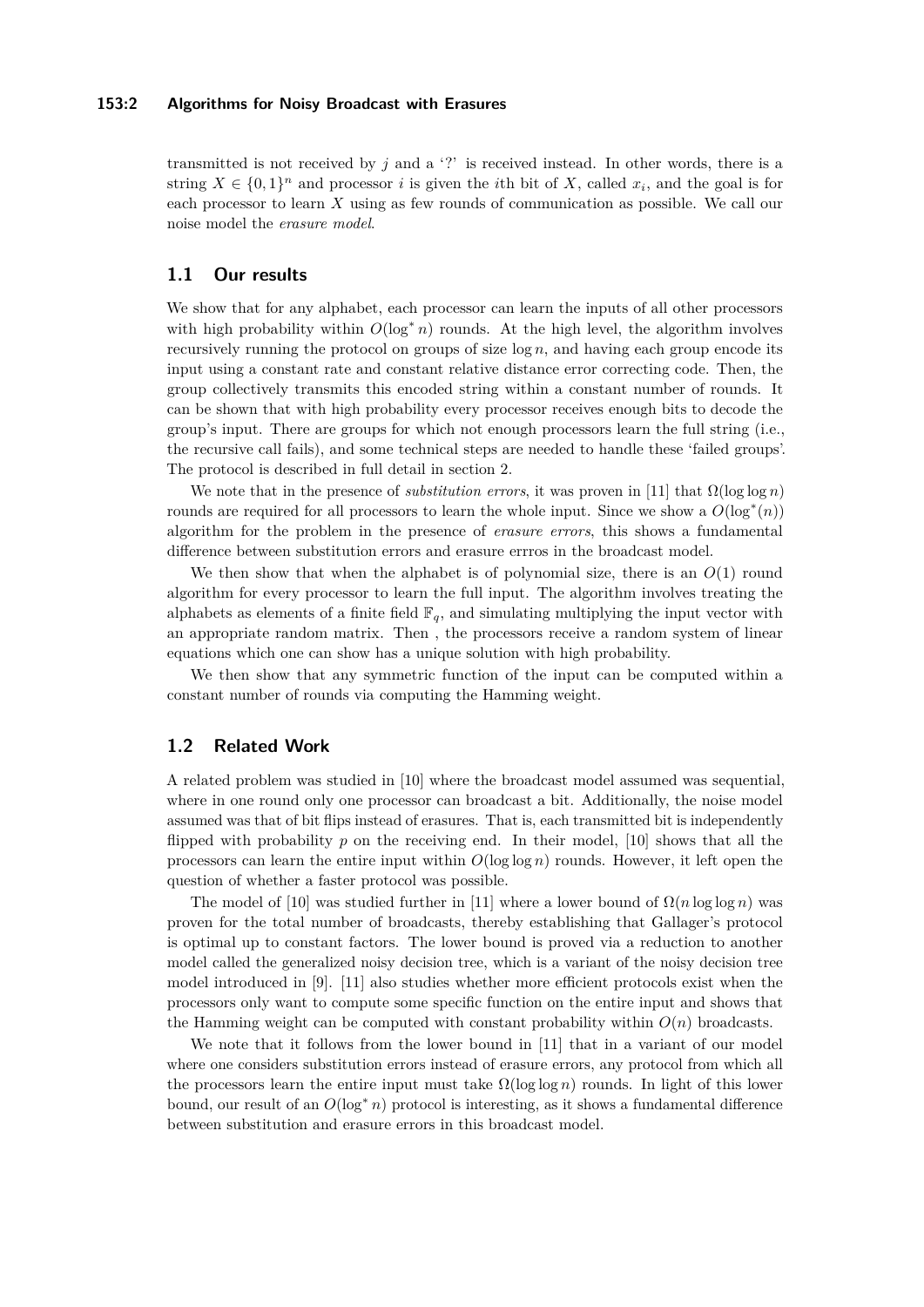transmitted is not received by $j$ and a '?' is received instead. In other words, there is a string $X \in \{0,1\}^n$ and processor $i$ is given the $i$th bit of $X$, called $x_i$, and the goal is for each processor to learn $X$ using as few rounds of communication as possible. We call our noise model the *erasure model*.

## 1.1 Our results

We show that for any alphabet, each processor can learn the inputs of all other processors with high probability within $O(\log^* n)$ rounds. At the high level, the algorithm involves recursively running the protocol on groups of size $\log n$, and having each group encode its input using a constant rate and constant relative distance error correcting code. Then, the group collectively transmits this encoded string within a constant number of rounds. It can be shown that with high probability every processor receives enough bits to decode the group's input. There are groups for which not enough processors learn the full string (i.e., the recursive call fails), and some technical steps are needed to handle these 'failed groups'. The protocol is described in full detail in section 2.

We note that in the presence of *substitution errors*, it was proven in [11] that $\Omega(\log \log n)$ rounds are required for all processors to learn the whole input. Since we show a $O(\log^*(n))$ algorithm for the problem in the presence of *erasure errors*, this shows a fundamental difference between substitution errors and erasure errros in the broadcast model.

We then show that when the alphabet is of polynomial size, there is an $O(1)$ round algorithm for every processor to learn the full input. The algorithm involves treating the alphabets as elements of a finite field $\mathbb{F}_q$, and simulating multiplying the input vector with an appropriate random matrix. Then , the processors receive a random system of linear equations which one can show has a unique solution with high probability.

We then show that any symmetric function of the input can be computed within a constant number of rounds via computing the Hamming weight.

## 1.2 Related Work

A related problem was studied in [10] where the broadcast model assumed was sequential, where in one round only one processor can broadcast a bit. Additionally, the noise model assumed was that of bit flips instead of erasures. That is, each transmitted bit is independently flipped with probability $p$ on the receiving end. In their model, [10] shows that all the processors can learn the entire input within $O(\log \log n)$ rounds. However, it left open the question of whether a faster protocol was possible.

The model of [10] was studied further in [11] where a lower bound of $\Omega(n \log \log n)$ was proven for the total number of broadcasts, thereby establishing that Gallager's protocol is optimal up to constant factors. The lower bound is proved via a reduction to another model called the generalized noisy decision tree, which is a variant of the noisy decision tree model introduced in [9]. [11] also studies whether more efficient protocols exist when the processors only want to compute some specific function on the entire input and shows that the Hamming weight can be computed with constant probability within $O(n)$ broadcasts.

We note that it follows from the lower bound in [11] that in a variant of our model where one considers substitution errors instead of erasure errors, any protocol from which all the processors learn the entire input must take $\Omega(\log \log n)$ rounds. In light of this lower bound, our result of an $O(\log^* n)$ protocol is interesting, as it shows a fundamental difference between substitution and erasure errors in this broadcast model.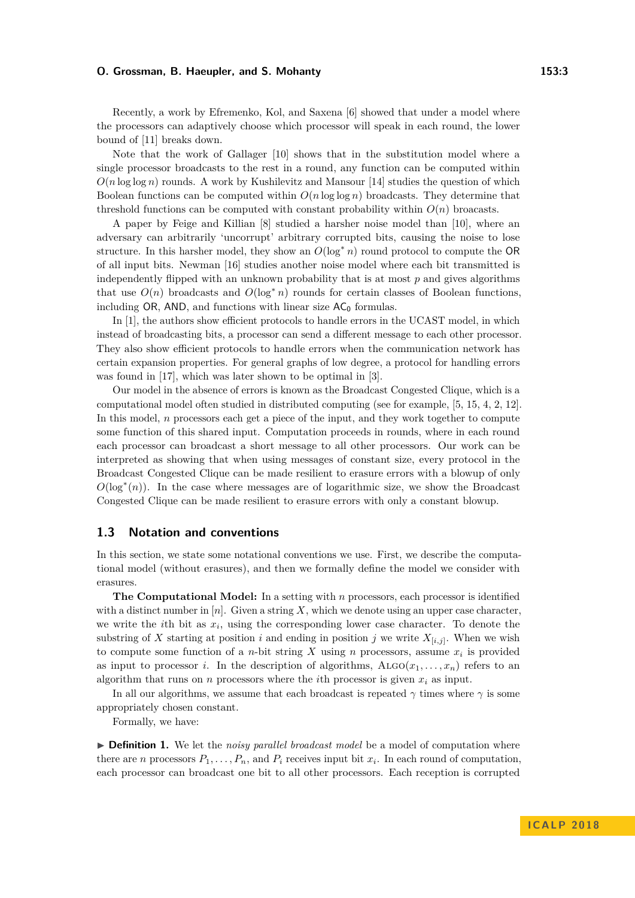Recently, a work by Efremenko, Kol, and Saxena [6] showed that under a model where the processors can adaptively choose which processor will speak in each round, the lower bound of [11] breaks down.

Note that the work of Gallager [10] shows that in the substitution model where a single processor broadcasts to the rest in a round, any function can be computed within $O(n \log\log n)$ rounds. A work by Kushilevitz and Mansour [14] studies the question of which Boolean functions can be computed within $O(n \log\log n)$ broadcasts. They determine that threshold functions can be computed with constant probability within $O(n)$ broacasts.

A paper by Feige and Killian [8] studied a harsher noise model than [10], where an adversary can arbitrarily 'uncorrupt' arbitrary corrupted bits, causing the noise to lose structure. In this harsher model, they show an $O(\log^* n)$ round protocol to compute the $\mathsf{OR}$ of all input bits. Newman [16] studies another noise model where each bit transmitted is independently flipped with an unknown probability that is at most $p$ and gives algorithms that use $O(n)$ broadcasts and $O(\log^* n)$ rounds for certain classes of Boolean functions, including $\mathsf{OR}$, $\mathsf{AND}$, and functions with linear size $\mathsf{AC}_0$ formulas.

In [1], the authors show efficient protocols to handle errors in the UCAST model, in which instead of broadcasting bits, a processor can send a different message to each other processor. They also show efficient protocols to handle errors when the communication network has certain expansion properties. For general graphs of low degree, a protocol for handling errors was found in [17], which was later shown to be optimal in [3].

Our model in the absence of errors is known as the Broadcast Congested Clique, which is a computational model often studied in distributed computing (see for example, [5, 15, 4, 2, 12]. In this model, $n$ processors each get a piece of the input, and they work together to compute some function of this shared input. Computation proceeds in rounds, where in each round each processor can broadcast a short message to all other processors. Our work can be interpreted as showing that when using messages of constant size, every protocol in the Broadcast Congested Clique can be made resilient to erasure errors with a blowup of only $O(\log^*(n))$. In the case where messages are of logarithmic size, we show the Broadcast Congested Clique can be made resilient to erasure errors with only a constant blowup.

## 1.3 Notation and conventions

In this section, we state some notational conventions we use. First, we describe the computational model (without erasures), and then we formally define the model we consider with erasures.

**The Computational Model:** In a setting with $n$ processors, each processor is identified with a distinct number in $[n]$. Given a string $X$, which we denote using an upper case character, we write the $i$th bit as $x_i$, using the corresponding lower case character. To denote the substring of $X$ starting at position $i$ and ending in position $j$ we write $X_{[i,j]}$. When we wish to compute some function of a $n$-bit string $X$ using $n$ processors, assume $x_i$ is provided as input to processor $i$. In the description of algorithms, $\textsc{Algo}(x_1, \ldots, x_n)$ refers to an algorithm that runs on $n$ processors where the $i$th processor is given $x_i$ as input.

In all our algorithms, we assume that each broadcast is repeated $\gamma$ times where $\gamma$ is some appropriately chosen constant.

Formally, we have:

► **Definition 1.** We let the *noisy parallel broadcast model* be a model of computation where there are $n$ processors $P_1, \ldots, P_n$, and $P_i$ receives input bit $x_i$. In each round of computation, each processor can broadcast one bit to all other processors. Each reception is corrupted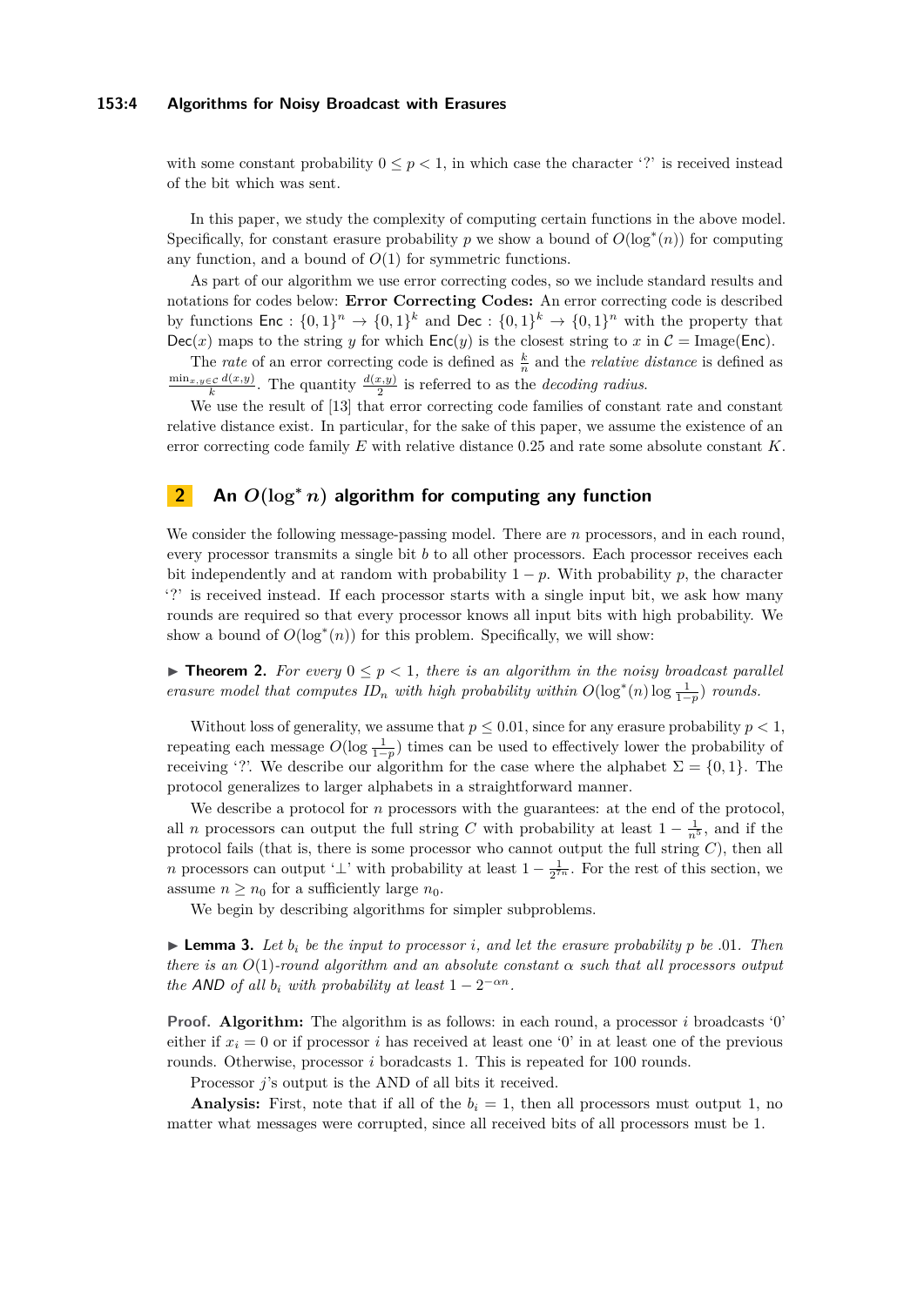with some constant probability $0 \leq p < 1$, in which case the character '?' is received instead of the bit which was sent.

In this paper, we study the complexity of computing certain functions in the above model. Specifically, for constant erasure probability $p$ we show a bound of $O(\log^*(n))$ for computing any function, and a bound of $O(1)$ for symmetric functions.

As part of our algorithm we use error correcting codes, so we include standard results and notations for codes below: **Error Correcting Codes:** An error correcting code is described by functions $\mathsf{Enc} : \{0,1\}^n \to \{0,1\}^k$ and $\mathsf{Dec} : \{0,1\}^k \to \{0,1\}^n$ with the property that $\mathsf{Dec}(x)$ maps to the string $y$ for which $\mathsf{Enc}(y)$ is the closest string to $x$ in $\mathcal{C} = \text{Image}(\mathsf{Enc})$.

The *rate* of an error correcting code is defined as $\frac{k}{n}$ and the *relative distance* is defined as $\frac{\min_{x,y \in \mathcal{C}} d(x,y)}{k}$. The quantity $\frac{d(x,y)}{2}$ is referred to as the *decoding radius*.

We use the result of [13] that error correcting code families of constant rate and constant relative distance exist. In particular, for the sake of this paper, we assume the existence of an error correcting code family $E$ with relative distance 0.25 and rate some absolute constant $K$.

## 2 An $O(\log^* n)$ algorithm for computing any function

We consider the following message-passing model. There are $n$ processors, and in each round, every processor transmits a single bit $b$ to all other processors. Each processor receives each bit independently and at random with probability $1-p$. With probability $p$, the character '?' is received instead. If each processor starts with a single input bit, we ask how many rounds are required so that every processor knows all input bits with high probability. We show a bound of $O(\log^*(n))$ for this problem. Specifically, we will show:

▶ **Theorem 2.** *For every $0 \leq p < 1$, there is an algorithm in the noisy broadcast parallel erasure model that computes $ID_n$ with high probability within $O(\log^*(n) \log \frac{1}{1-p})$ rounds.*

Without loss of generality, we assume that $p \leq 0.01$, since for any erasure probability $p < 1$, repeating each message $O(\log \frac{1}{1-p})$ times can be used to effectively lower the probability of receiving '?'. We describe our algorithm for the case where the alphabet $\Sigma = \{0,1\}$. The protocol generalizes to larger alphabets in a straightforward manner.

We describe a protocol for $n$ processors with the guarantees: at the end of the protocol, all $n$ processors can output the full string $C$ with probability at least $1 - \frac{1}{n^5}$, and if the protocol fails (that is, there is some processor who cannot output the full string $C$), then all $n$ processors can output '$\perp$' with probability at least $1 - \frac{1}{2^{7n}}$. For the rest of this section, we assume $n \geq n_0$ for a sufficiently large $n_0$.

We begin by describing algorithms for simpler subproblems.

▶ **Lemma 3.** *Let $b_i$ be the input to processor $i$, and let the erasure probability $p$ be .01. Then there is an $O(1)$-round algorithm and an absolute constant $\alpha$ such that all processors output the AND of all $b_i$ with probability at least $1 - 2^{-\alpha n}$.*

**Proof. Algorithm:** The algorithm is as follows: in each round, a processor $i$ broadcasts '0' either if $x_i = 0$ or if processor $i$ has received at least one '0' in at least one of the previous rounds. Otherwise, processor $i$ boradcasts 1. This is repeated for 100 rounds.

Processor $j$'s output is the AND of all bits it received.

**Analysis:** First, note that if all of the $b_i = 1$, then all processors must output 1, no matter what messages were corrupted, since all received bits of all processors must be 1.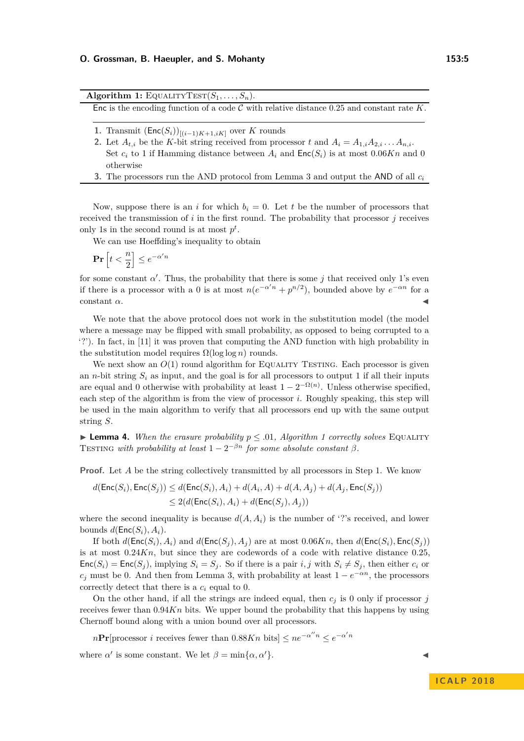**Algorithm 1:** EqualityTest($S_1, \ldots, S_n$).

Enc is the encoding function of a code $\mathcal{C}$ with relative distance 0.25 and constant rate $K$.

1. Transmit $(\mathsf{Enc}(S_i))_{[(i-1)K+1, iK]}$ over $K$ rounds
2. Let $A_{t,i}$ be the $K$-bit string received from processor $t$ and $A_i = A_{1,i}A_{2,i}\ldots A_{n,i}$. Set $c_i$ to 1 if Hamming distance between $A_i$ and $\mathsf{Enc}(S_i)$ is at most $0.06Kn$ and 0 otherwise
3. The processors run the AND protocol from Lemma 3 and output the AND of all $c_i$

Now, suppose there is an $i$ for which $b_i = 0$. Let $t$ be the number of processors that received the transmission of $i$ in the first round. The probability that processor $j$ receives only 1s in the second round is at most $p^t$.

We can use Hoeffding's inequality to obtain

$$\mathbf{Pr}\left[t < \frac{n}{2}\right] \leq e^{-\alpha' n}$$

for some constant $\alpha'$. Thus, the probability that there is some $j$ that received only 1's even if there is a processor with a 0 is at most $n(e^{-\alpha' n} + p^{n/2})$, bounded above by $e^{-\alpha n}$ for a constant $\alpha$. ◀

We note that the above protocol does not work in the substitution model (the model where a message may be flipped with small probability, as opposed to being corrupted to a '?'). In fact, in [11] it was proven that computing the AND function with high probability in the substitution model requires $\Omega(\log \log n)$ rounds.

We next show an $O(1)$ round algorithm for Equality Testing. Each processor is given an $n$-bit string $S_i$ as input, and the goal is for all processors to output 1 if all their inputs are equal and 0 otherwise with probability at least $1 - 2^{-\Omega(n)}$. Unless otherwise specified, each step of the algorithm is from the view of processor $i$. Roughly speaking, this step will be used in the main algorithm to verify that all processors end up with the same output string $S$.

▶ **Lemma 4.** *When the erasure probability $p \leq .01$, Algorithm 1 correctly solves* Equality Testing *with probability at least $1 - 2^{-\beta n}$ for some absolute constant $\beta$.*

**Proof.** Let $A$ be the string collectively transmitted by all processors in Step 1. We know

$$\begin{aligned} d(\mathsf{Enc}(S_i), \mathsf{Enc}(S_j)) &\leq d(\mathsf{Enc}(S_i), A_i) + d(A_i, A) + d(A, A_j) + d(A_j, \mathsf{Enc}(S_j)) \\ &\leq 2(d(\mathsf{Enc}(S_i), A_i) + d(\mathsf{Enc}(S_j), A_j)) \end{aligned}$$

where the second inequality is because $d(A, A_i)$ is the number of '?'s received, and lower bounds $d(\mathsf{Enc}(S_i), A_i)$.

If both $d(\mathsf{Enc}(S_i), A_i)$ and $d(\mathsf{Enc}(S_j), A_j)$ are at most $0.06Kn$, then $d(\mathsf{Enc}(S_i), \mathsf{Enc}(S_j))$ is at most $0.24Kn$, but since they are codewords of a code with relative distance 0.25, $\mathsf{Enc}(S_i) = \mathsf{Enc}(S_j)$, implying $S_i = S_j$. So if there is a pair $i, j$ with $S_i \neq S_j$, then either $c_i$ or $c_j$ must be 0. And then from Lemma 3, with probability at least $1 - e^{-\alpha n}$, the processors correctly detect that there is a $c_i$ equal to 0.

On the other hand, if all the strings are indeed equal, then $c_j$ is 0 only if processor $j$ receives fewer than $0.94Kn$ bits. We upper bound the probability that this happens by using Chernoff bound along with a union bound over all processors.

$$n\mathbf{Pr}[\text{processor } i \text{ receives fewer than } 0.88Kn \text{ bits}] \leq ne^{-\alpha'' n} \leq e^{-\alpha' n}$$

where $\alpha'$ is some constant. We let $\beta = \min\{\alpha, \alpha'\}$. ◀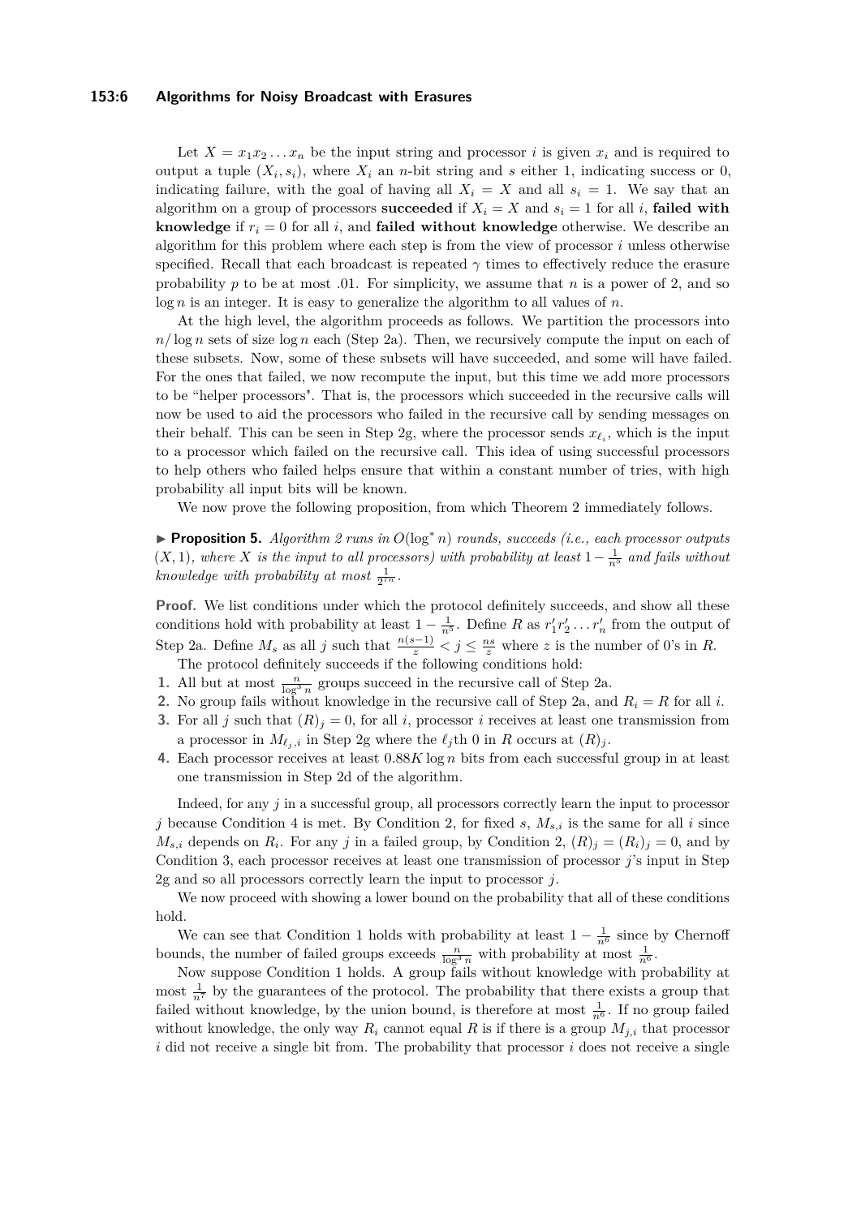Let $X = x_1x_2 \dots x_n$ be the input string and processor $i$ is given $x_i$ and is required to output a tuple $(X_i, s_i)$, where $X_i$ an $n$-bit string and $s$ either 1, indicating success or 0, indicating failure, with the goal of having all $X_i = X$ and all $s_i = 1$. We say that an algorithm on a group of processors **succeeded** if $X_i = X$ and $s_i = 1$ for all $i$, **failed with knowledge** if $r_i = 0$ for all $i$, and **failed without knowledge** otherwise. We describe an algorithm for this problem where each step is from the view of processor $i$ unless otherwise specified. Recall that each broadcast is repeated $\gamma$ times to effectively reduce the erasure probability $p$ to be at most .01. For simplicity, we assume that $n$ is a power of 2, and so $\log n$ is an integer. It is easy to generalize the algorithm to all values of $n$.

At the high level, the algorithm proceeds as follows. We partition the processors into $n/\log n$ sets of size $\log n$ each (Step 2a). Then, we recursively compute the input on each of these subsets. Now, some of these subsets will have succeeded, and some will have failed. For the ones that failed, we now recompute the input, but this time we add more processors to be "helper processors". That is, the processors which succeeded in the recursive calls will now be used to aid the processors who failed in the recursive call by sending messages on their behalf. This can be seen in Step 2g, where the processor sends $x_{\ell_i}$, which is the input to a processor which failed on the recursive call. This idea of using successful processors to help others who failed helps ensure that within a constant number of tries, with high probability all input bits will be known.

We now prove the following proposition, from which Theorem 2 immediately follows.

▶ **Proposition 5.** *Algorithm 2 runs in $O(\log^* n)$ rounds, succeeds (i.e., each processor outputs $(X, 1)$, where $X$ is the input to all processors) with probability at least $1 - \frac{1}{n^5}$ and fails without knowledge with probability at most $\frac{1}{2^{\gamma n}}$.*

**Proof.** We list conditions under which the protocol definitely succeeds, and show all these conditions hold with probability at least $1 - \frac{1}{n^5}$. Define $R$ as $r'_1 r'_2 \dots r'_n$ from the output of Step 2a. Define $M_s$ as all $j$ such that $\frac{n(s-1)}{z} < j \leq \frac{ns}{z}$ where $z$ is the number of 0's in $R$.

The protocol definitely succeeds if the following conditions hold:

1. All but at most $\frac{n}{\log^3 n}$ groups succeed in the recursive call of Step 2a.
2. No group fails without knowledge in the recursive call of Step 2a, and $R_i = R$ for all $i$.
3. For all $j$ such that $(R)_j = 0$, for all $i$, processor $i$ receives at least one transmission from a processor in $M_{\ell_j,i}$ in Step 2g where the $\ell_j$th 0 in $R$ occurs at $(R)_j$.
4. Each processor receives at least $0.88K \log n$ bits from each successful group in at least one transmission in Step 2d of the algorithm.

Indeed, for any $j$ in a successful group, all processors correctly learn the input to processor $j$ because Condition 4 is met. By Condition 2, for fixed $s$, $M_{s,i}$ is the same for all $i$ since $M_{s,i}$ depends on $R_i$. For any $j$ in a failed group, by Condition 2, $(R)_j = (R_i)_j = 0$, and by Condition 3, each processor receives at least one transmission of processor $j$'s input in Step 2g and so all processors correctly learn the input to processor $j$.

We now proceed with showing a lower bound on the probability that all of these conditions hold.

We can see that Condition 1 holds with probability at least $1 - \frac{1}{n^6}$ since by Chernoff bounds, the number of failed groups exceeds $\frac{n}{\log^3 n}$ with probability at most $\frac{1}{n^6}$.

Now suppose Condition 1 holds. A group fails without knowledge with probability at most $\frac{1}{n^7}$ by the guarantees of the protocol. The probability that there exists a group that failed without knowledge, by the union bound, is therefore at most $\frac{1}{n^6}$. If no group failed without knowledge, the only way $R_i$ cannot equal $R$ is if there is a group $M_{j,i}$ that processor $i$ did not receive a single bit from. The probability that processor $i$ does not receive a single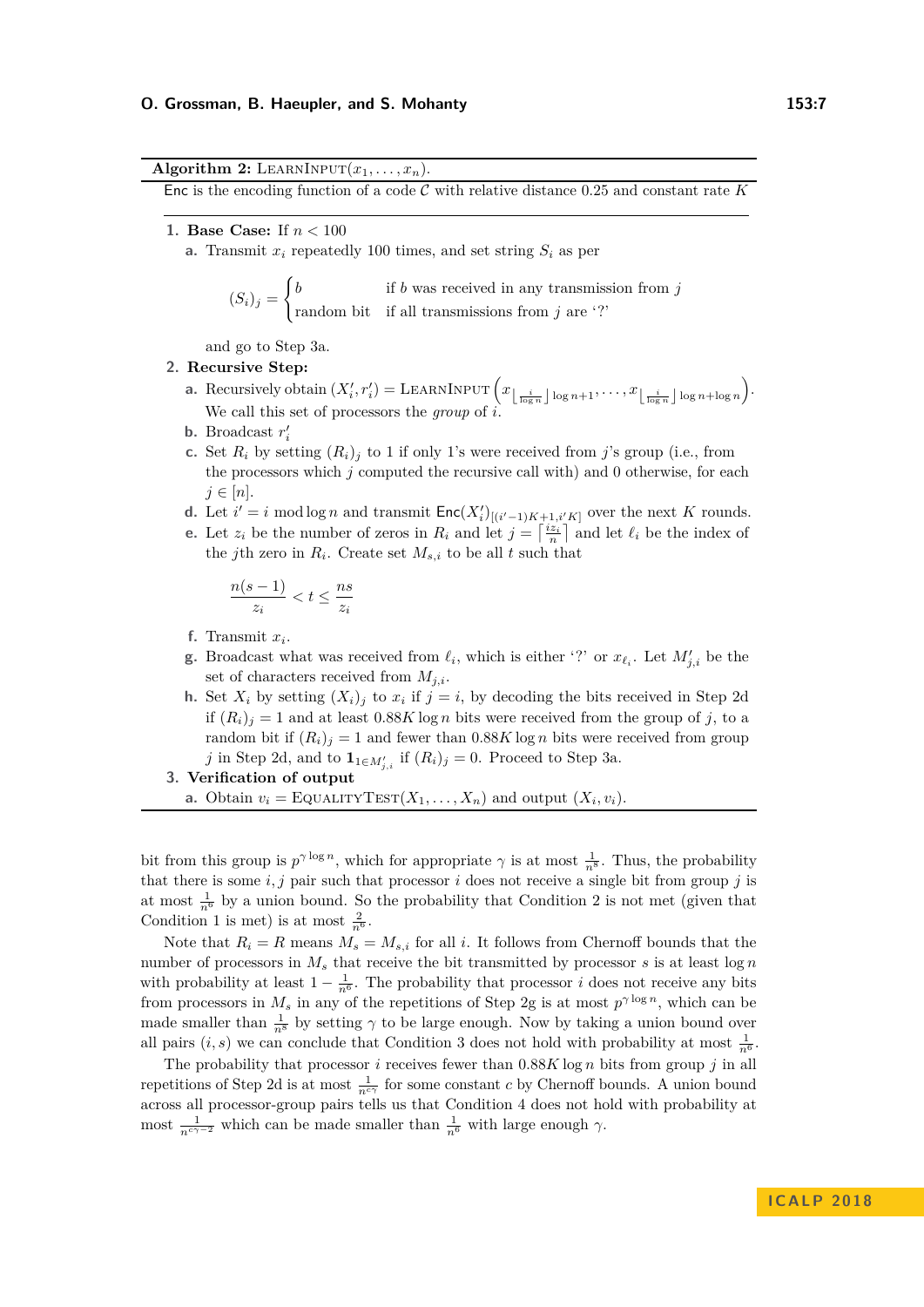**Algorithm 2:** LearnInput$(x_1, \dots, x_n)$.

Enc is the encoding function of a code $\mathcal{C}$ with relative distance 0.25 and constant rate $K$

1. **Base Case:** If $n < 100$
   a. Transmit $x_i$ repeatedly 100 times, and set string $S_i$ as per
   $$(S_i)_j = \begin{cases} b & \text{if } b \text{ was received in any transmission from } j \\ \text{random bit} & \text{if all transmissions from } j \text{ are '?'} \end{cases}$$
   and go to Step 3a.
2. **Recursive Step:**
   a. Recursively obtain $(X'_i, r'_i) = \text{LearnInput}\left(x_{\lfloor \frac{i}{\log n} \rfloor \log n+1}, \dots, x_{\lfloor \frac{i}{\log n} \rfloor \log n + \log n}\right)$. We call this set of processors the *group* of $i$.
   b. Broadcast $r'_i$
   c. Set $R_i$ by setting $(R_i)_j$ to 1 if only 1's were received from $j$'s group (i.e., from the processors which $j$ computed the recursive call with) and 0 otherwise, for each $j \in [n]$.
   d. Let $i' = i \bmod \log n$ and transmit $\mathsf{Enc}(X'_i)_{[(i'-1)K+1, i'K]}$ over the next $K$ rounds.
   e. Let $z_i$ be the number of zeros in $R_i$ and let $j = \left\lceil \frac{iz_i}{n} \right\rceil$ and let $\ell_i$ be the index of the $j$th zero in $R_i$. Create set $M_{s,i}$ to be all $t$ such that
   $$\frac{n(s-1)}{z_i} < t \leq \frac{ns}{z_i}$$
   f. Transmit $x_i$.
   g. Broadcast what was received from $\ell_i$, which is either '?' or $x_{\ell_i}$. Let $M'_{j,i}$ be the set of characters received from $M_{j,i}$.
   h. Set $X_i$ by setting $(X_i)_j$ to $x_i$ if $j = i$, by decoding the bits received in Step 2d if $(R_i)_j = 1$ and at least $0.88K \log n$ bits were received from the group of $j$, to a random bit if $(R_i)_j = 1$ and fewer than $0.88K \log n$ bits were received from group $j$ in Step 2d, and to $\mathbf{1}_{1 \in M'_{j,i}}$ if $(R_i)_j = 0$. Proceed to Step 3a.
3. **Verification of output**
   a. Obtain $v_i = \text{EqualityTest}(X_1, \dots, X_n)$ and output $(X_i, v_i)$.

bit from this group is $p^{\gamma \log n}$, which for appropriate $\gamma$ is at most $\frac{1}{n^8}$. Thus, the probability that there is some $i, j$ pair such that processor $i$ does not receive a single bit from group $j$ is at most $\frac{1}{n^6}$ by a union bound. So the probability that Condition 2 is not met (given that Condition 1 is met) is at most $\frac{2}{n^6}$.

Note that $R_i = R$ means $M_s = M_{s,i}$ for all $i$. It follows from Chernoff bounds that the number of processors in $M_s$ that receive the bit transmitted by processor $s$ is at least $\log n$ with probability at least $1 - \frac{1}{n^6}$. The probability that processor $i$ does not receive any bits from processors in $M_s$ in any of the repetitions of Step 2g is at most $p^{\gamma \log n}$, which can be made smaller than $\frac{1}{n^8}$ by setting $\gamma$ to be large enough. Now by taking a union bound over all pairs $(i, s)$ we can conclude that Condition 3 does not hold with probability at most $\frac{1}{n^6}$.

The probability that processor $i$ receives fewer than $0.88K \log n$ bits from group $j$ in all repetitions of Step 2d is at most $\frac{1}{n^{c\gamma}}$ for some constant $c$ by Chernoff bounds. A union bound across all processor-group pairs tells us that Condition 4 does not hold with probability at most $\frac{1}{n^{c\gamma-2}}$ which can be made smaller than $\frac{1}{n^6}$ with large enough $\gamma$.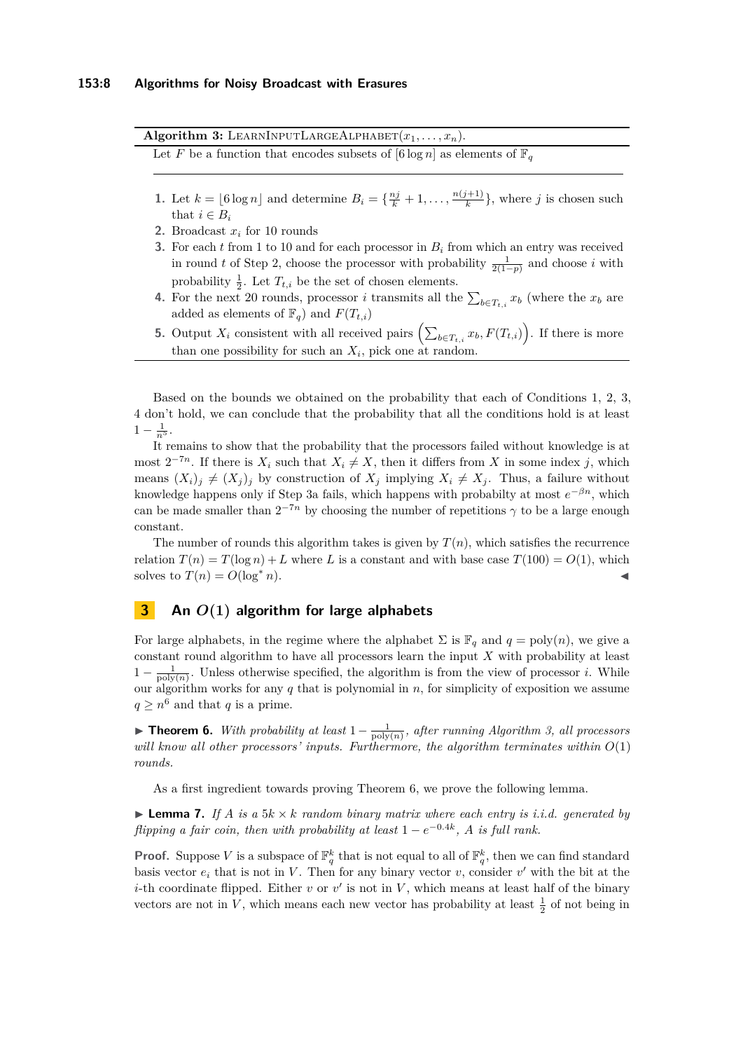**Algorithm 3:** LEARNINPUTLARGEALPHABET$(x_1, \ldots, x_n)$.

Let $F$ be a function that encodes subsets of $[6 \log n]$ as elements of $\mathbb{F}_q$

1. Let $k = \lfloor 6 \log n \rfloor$ and determine $B_i = \{\frac{nj}{k} + 1, \ldots, \frac{n(j+1)}{k}\}$, where $j$ is chosen such that $i \in B_i$
2. Broadcast $x_i$ for 10 rounds
3. For each $t$ from 1 to 10 and for each processor in $B_i$ from which an entry was received in round $t$ of Step 2, choose the processor with probability $\frac{1}{2(1-p)}$ and choose $i$ with probability $\frac{1}{2}$. Let $T_{t,i}$ be the set of chosen elements.
4. For the next 20 rounds, processor $i$ transmits all the $\sum_{b \in T_{t,i}} x_b$ (where the $x_b$ are added as elements of $\mathbb{F}_q$) and $F(T_{t,i})$
5. Output $X_i$ consistent with all received pairs $\left(\sum_{b \in T_{t,i}} x_b, F(T_{t,i})\right)$. If there is more than one possibility for such an $X_i$, pick one at random.

Based on the bounds we obtained on the probability that each of Conditions 1, 2, 3, 4 don't hold, we can conclude that the probability that all the conditions hold is at least $1 - \frac{1}{n^5}$.

It remains to show that the probability that the processors failed without knowledge is at most $2^{-7n}$. If there is $X_i$ such that $X_i \neq X$, then it differs from $X$ in some index $j$, which means $(X_i)_j \neq (X_j)_j$ by construction of $X_j$ implying $X_i \neq X_j$. Thus, a failure without knowledge happens only if Step 3a fails, which happens with probabilty at most $e^{-\beta n}$, which can be made smaller than $2^{-7n}$ by choosing the number of repetitions $\gamma$ to be a large enough constant.

The number of rounds this algorithm takes is given by $T(n)$, which satisfies the recurrence relation $T(n) = T(\log n) + L$ where $L$ is a constant and with base case $T(100) = O(1)$, which solves to $T(n) = O(\log^* n)$. ◀

## 3 An $O(1)$ algorithm for large alphabets

For large alphabets, in the regime where the alphabet $\Sigma$ is $\mathbb{F}_q$ and $q = \text{poly}(n)$, we give a constant round algorithm to have all processors learn the input $X$ with probability at least $1 - \frac{1}{\text{poly}(n)}$. Unless otherwise specified, the algorithm is from the view of processor $i$. While our algorithm works for any $q$ that is polynomial in $n$, for simplicity of exposition we assume $q \geq n^6$ and that $q$ is a prime.

▶ **Theorem 6.** *With probability at least $1 - \frac{1}{\text{poly}(n)}$, after running Algorithm 3, all processors will know all other processors' inputs. Furthermore, the algorithm terminates within $O(1)$ rounds.*

As a first ingredient towards proving Theorem 6, we prove the following lemma.

▶ **Lemma 7.** *If $A$ is a $5k \times k$ random binary matrix where each entry is i.i.d. generated by flipping a fair coin, then with probability at least $1 - e^{-0.4k}$, $A$ is full rank.*

**Proof.** Suppose $V$ is a subspace of $\mathbb{F}_q^k$ that is not equal to all of $\mathbb{F}_q^k$, then we can find standard basis vector $e_i$ that is not in $V$. Then for any binary vector $v$, consider $v'$ with the bit at the $i$-th coordinate flipped. Either $v$ or $v'$ is not in $V$, which means at least half of the binary vectors are not in $V$, which means each new vector has probability at least $\frac{1}{2}$ of not being in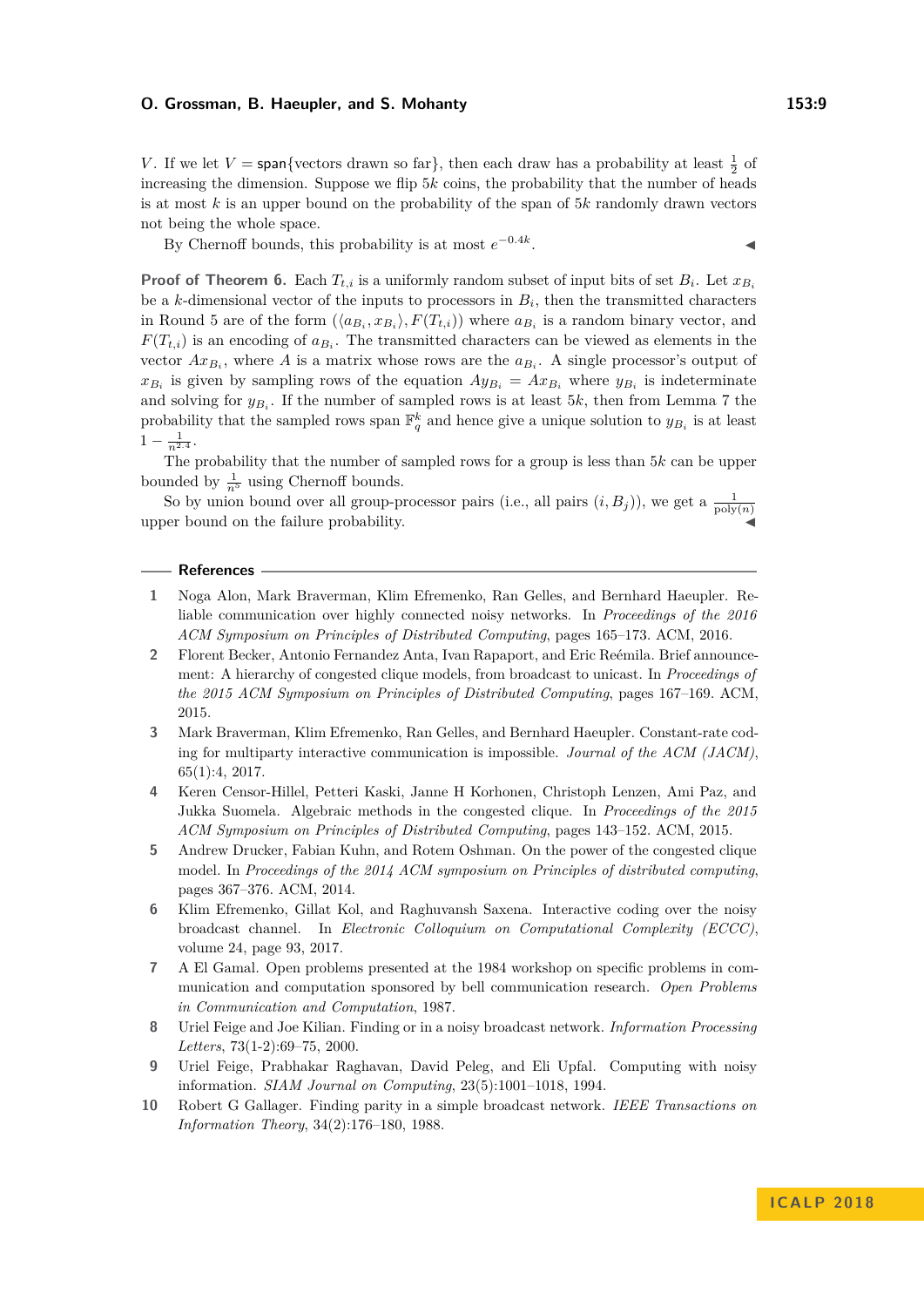$V$. If we let $V = \mathsf{span}\{\text{vectors drawn so far}\}$, then each draw has a probability at least $\frac{1}{2}$ of increasing the dimension. Suppose we flip $5k$ coins, the probability that the number of heads is at most $k$ is an upper bound on the probability of the span of $5k$ randomly drawn vectors not being the whole space.

By Chernoff bounds, this probability is at most $e^{-0.4k}$. ◀

**Proof of Theorem 6.** Each $T_{t,i}$ is a uniformly random subset of input bits of set $B_i$. Let $x_{B_i}$ be a $k$-dimensional vector of the inputs to processors in $B_i$, then the transmitted characters in Round 5 are of the form $(\langle a_{B_i}, x_{B_i}\rangle, F(T_{t,i}))$ where $a_{B_i}$ is a random binary vector, and $F(T_{t,i})$ is an encoding of $a_{B_i}$. The transmitted characters can be viewed as elements in the vector $Ax_{B_i}$, where $A$ is a matrix whose rows are the $a_{B_i}$. A single processor's output of $x_{B_i}$ is given by sampling rows of the equation $Ay_{B_i} = Ax_{B_i}$ where $y_{B_i}$ is indeterminate and solving for $y_{B_i}$. If the number of sampled rows is at least $5k$, then from Lemma 7 the probability that the sampled rows span $\mathbb{F}_q^k$ and hence give a unique solution to $y_{B_i}$ is at least $1 - \frac{1}{n^{2.4}}$.

The probability that the number of sampled rows for a group is less than $5k$ can be upper bounded by $\frac{1}{n^5}$ using Chernoff bounds.

So by union bound over all group-processor pairs (i.e., all pairs $(i, B_j)$), we get a $\frac{1}{\text{poly}(n)}$ upper bound on the failure probability. ◀

## References

1. Noga Alon, Mark Braverman, Klim Efremenko, Ran Gelles, and Bernhard Haeupler. Reliable communication over highly connected noisy networks. In *Proceedings of the 2016 ACM Symposium on Principles of Distributed Computing*, pages 165–173. ACM, 2016.
2. Florent Becker, Antonio Fernandez Anta, Ivan Rapaport, and Eric Reémila. Brief announcement: A hierarchy of congested clique models, from broadcast to unicast. In *Proceedings of the 2015 ACM Symposium on Principles of Distributed Computing*, pages 167–169. ACM, 2015.
3. Mark Braverman, Klim Efremenko, Ran Gelles, and Bernhard Haeupler. Constant-rate coding for multiparty interactive communication is impossible. *Journal of the ACM (JACM)*, 65(1):4, 2017.
4. Keren Censor-Hillel, Petteri Kaski, Janne H Korhonen, Christoph Lenzen, Ami Paz, and Jukka Suomela. Algebraic methods in the congested clique. In *Proceedings of the 2015 ACM Symposium on Principles of Distributed Computing*, pages 143–152. ACM, 2015.
5. Andrew Drucker, Fabian Kuhn, and Rotem Oshman. On the power of the congested clique model. In *Proceedings of the 2014 ACM symposium on Principles of distributed computing*, pages 367–376. ACM, 2014.
6. Klim Efremenko, Gillat Kol, and Raghuvansh Saxena. Interactive coding over the noisy broadcast channel. In *Electronic Colloquium on Computational Complexity (ECCC)*, volume 24, page 93, 2017.
7. A El Gamal. Open problems presented at the 1984 workshop on specific problems in communication and computation sponsored by bell communication research. *Open Problems in Communication and Computation*, 1987.
8. Uriel Feige and Joe Kilian. Finding or in a noisy broadcast network. *Information Processing Letters*, 73(1-2):69–75, 2000.
9. Uriel Feige, Prabhakar Raghavan, David Peleg, and Eli Upfal. Computing with noisy information. *SIAM Journal on Computing*, 23(5):1001–1018, 1994.
10. Robert G Gallager. Finding parity in a simple broadcast network. *IEEE Transactions on Information Theory*, 34(2):176–180, 1988.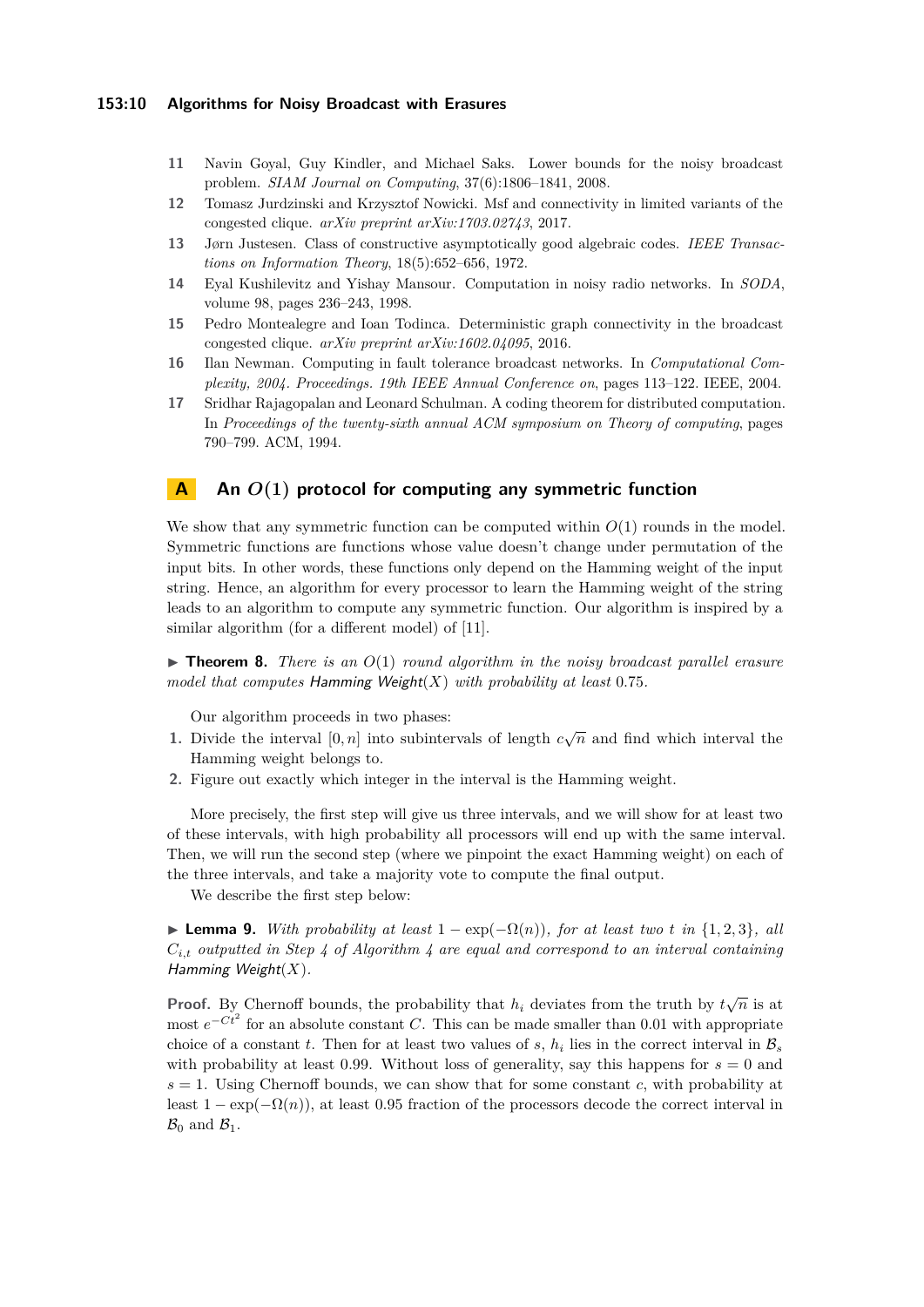11 Navin Goyal, Guy Kindler, and Michael Saks. Lower bounds for the noisy broadcast problem. *SIAM Journal on Computing*, 37(6):1806–1841, 2008.

12 Tomasz Jurdzinski and Krzysztof Nowicki. Msf and connectivity in limited variants of the congested clique. *arXiv preprint arXiv:1703.02743*, 2017.

13 Jørn Justesen. Class of constructive asymptotically good algebraic codes. *IEEE Transactions on Information Theory*, 18(5):652–656, 1972.

14 Eyal Kushilevitz and Yishay Mansour. Computation in noisy radio networks. In *SODA*, volume 98, pages 236–243, 1998.

15 Pedro Montealegre and Ioan Todinca. Deterministic graph connectivity in the broadcast congested clique. *arXiv preprint arXiv:1602.04095*, 2016.

16 Ilan Newman. Computing in fault tolerance broadcast networks. In *Computational Complexity, 2004. Proceedings. 19th IEEE Annual Conference on*, pages 113–122. IEEE, 2004.

17 Sridhar Rajagopalan and Leonard Schulman. A coding theorem for distributed computation. In *Proceedings of the twenty-sixth annual ACM symposium on Theory of computing*, pages 790–799. ACM, 1994.

## A An $O(1)$ protocol for computing any symmetric function

We show that any symmetric function can be computed within $O(1)$ rounds in the model. Symmetric functions are functions whose value doesn't change under permutation of the input bits. In other words, these functions only depend on the Hamming weight of the input string. Hence, an algorithm for every processor to learn the Hamming weight of the string leads to an algorithm to compute any symmetric function. Our algorithm is inspired by a similar algorithm (for a different model) of [11].

▶ **Theorem 8.** *There is an $O(1)$ round algorithm in the noisy broadcast parallel erasure model that computes Hamming Weight$(X)$ with probability at least 0.75.*

Our algorithm proceeds in two phases:

1. Divide the interval $[0, n]$ into subintervals of length $c\sqrt{n}$ and find which interval the Hamming weight belongs to.
2. Figure out exactly which integer in the interval is the Hamming weight.

More precisely, the first step will give us three intervals, and we will show for at least two of these intervals, with high probability all processors will end up with the same interval. Then, we will run the second step (where we pinpoint the exact Hamming weight) on each of the three intervals, and take a majority vote to compute the final output.

We describe the first step below:

▶ **Lemma 9.** *With probability at least $1 - \exp(-\Omega(n))$, for at least two $t$ in $\{1, 2, 3\}$, all $C_{i,t}$ outputted in Step 4 of Algorithm 4 are equal and correspond to an interval containing Hamming Weight$(X)$.*

**Proof.** By Chernoff bounds, the probability that $h_i$ deviates from the truth by $t\sqrt{n}$ is at most $e^{-Ct^2}$ for an absolute constant $C$. This can be made smaller than 0.01 with appropriate choice of a constant $t$. Then for at least two values of $s$, $h_i$ lies in the correct interval in $\mathcal{B}_s$ with probability at least 0.99. Without loss of generality, say this happens for $s = 0$ and $s = 1$. Using Chernoff bounds, we can show that for some constant $c$, with probability at least $1 - \exp(-\Omega(n))$, at least 0.95 fraction of the processors decode the correct interval in $\mathcal{B}_0$ and $\mathcal{B}_1$.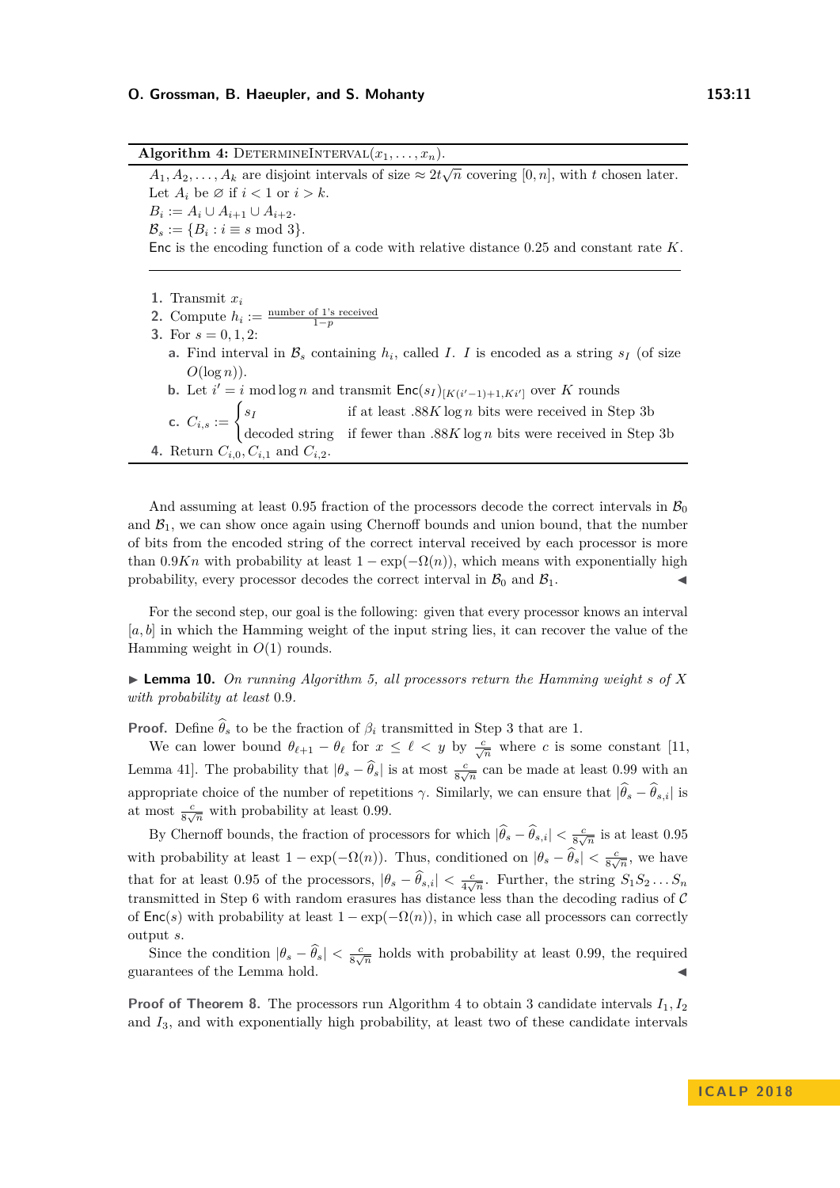**Algorithm 4:** DetermineInterval($x_1, \ldots, x_n$).

$A_1, A_2, \ldots, A_k$ are disjoint intervals of size $\approx 2t\sqrt{n}$ covering $[0, n]$, with $t$ chosen later.
Let $A_i$ be $\varnothing$ if $i < 1$ or $i > k$.
$B_i := A_i \cup A_{i+1} \cup A_{i+2}$.
$\mathcal{B}_s := \{B_i : i \equiv s \bmod 3\}$.
Enc is the encoding function of a code with relative distance 0.25 and constant rate $K$.

1. Transmit $x_i$
2. Compute $h_i := \frac{\text{number of 1's received}}{1-p}$
3. For $s = 0, 1, 2$:
   a. Find interval in $\mathcal{B}_s$ containing $h_i$, called $I$. $I$ is encoded as a string $s_I$ (of size $O(\log n)$).
   b. Let $i' = i \bmod \log n$ and transmit $\mathsf{Enc}(s_I)_{[K(i'-1)+1, Ki']}$ over $K$ rounds
   c. $C_{i,s} := \begin{cases} s_I & \text{if at least } .88K \log n \text{ bits were received in Step 3b} \\ \text{decoded string} & \text{if fewer than } .88K \log n \text{ bits were received in Step 3b} \end{cases}$
4. Return $C_{i,0}, C_{i,1}$ and $C_{i,2}$.

And assuming at least 0.95 fraction of the processors decode the correct intervals in $\mathcal{B}_0$ and $\mathcal{B}_1$, we can show once again using Chernoff bounds and union bound, that the number of bits from the encoded string of the correct interval received by each processor is more than $0.9Kn$ with probability at least $1 - \exp(-\Omega(n))$, which means with exponentially high probability, every processor decodes the correct interval in $\mathcal{B}_0$ and $\mathcal{B}_1$. ◀

For the second step, our goal is the following: given that every processor knows an interval $[a, b]$ in which the Hamming weight of the input string lies, it can recover the value of the Hamming weight in $O(1)$ rounds.

▶ **Lemma 10.** *On running Algorithm 5, all processors return the Hamming weight $s$ of $X$ with probability at least* 0.9.

**Proof.** Define $\widehat{\theta}_s$ to be the fraction of $\beta_i$ transmitted in Step 3 that are 1.

We can lower bound $\theta_{\ell+1} - \theta_\ell$ for $x \le \ell < y$ by $\frac{c}{\sqrt{n}}$ where $c$ is some constant [11, Lemma 41]. The probability that $|\theta_s - \widehat{\theta}_s|$ is at most $\frac{c}{8\sqrt{n}}$ can be made at least 0.99 with an appropriate choice of the number of repetitions $\gamma$. Similarly, we can ensure that $|\widehat{\theta}_s - \widehat{\theta}_{s,i}|$ is at most $\frac{c}{8\sqrt{n}}$ with probability at least 0.99.

By Chernoff bounds, the fraction of processors for which $|\widehat{\theta}_s - \widehat{\theta}_{s,i}| < \frac{c}{8\sqrt{n}}$ is at least 0.95 with probability at least $1 - \exp(-\Omega(n))$. Thus, conditioned on $|\theta_s - \widehat{\theta}_s| < \frac{c}{8\sqrt{n}}$, we have that for at least 0.95 of the processors, $|\theta_s - \widehat{\theta}_{s,i}| < \frac{c}{4\sqrt{n}}$. Further, the string $S_1 S_2 \ldots S_n$ transmitted in Step 6 with random erasures has distance less than the decoding radius of $\mathcal{C}$ of $\mathsf{Enc}(s)$ with probability at least $1 - \exp(-\Omega(n))$, in which case all processors can correctly output $s$.

Since the condition $|\theta_s - \widehat{\theta}_s| < \frac{c}{8\sqrt{n}}$ holds with probability at least 0.99, the required guarantees of the Lemma hold. ◀

**Proof of Theorem 8.** The processors run Algorithm 4 to obtain 3 candidate intervals $I_1, I_2$ and $I_3$, and with exponentially high probability, at least two of these candidate intervals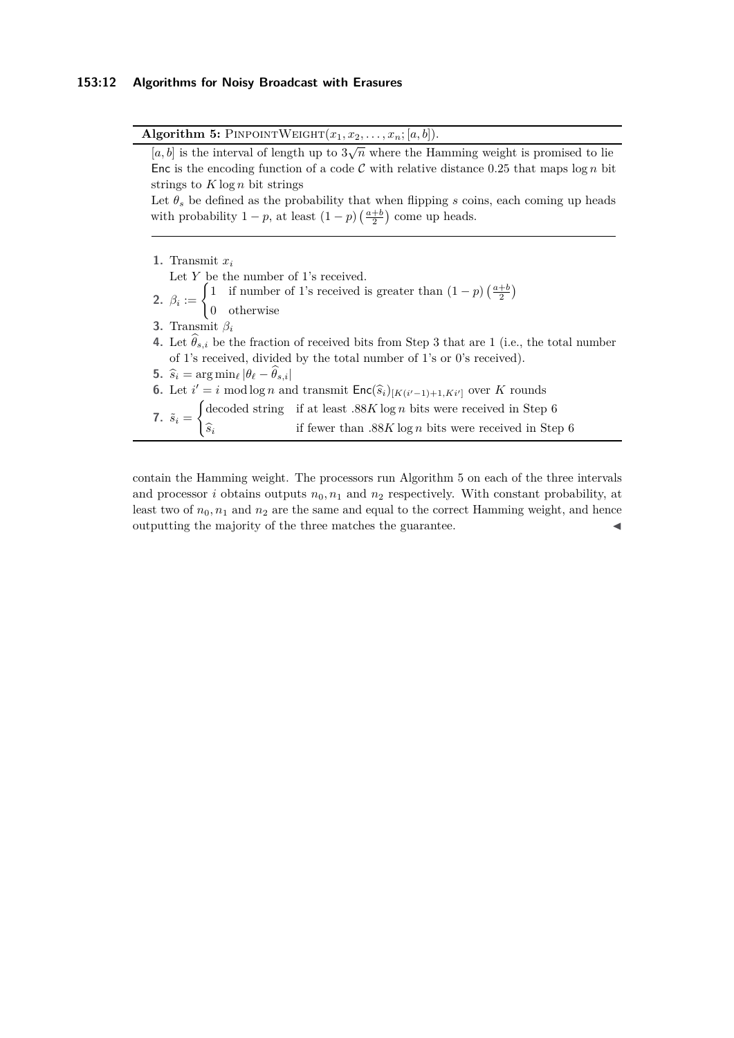**Algorithm 5:** PINPOINTWEIGHT($x_1, x_2, \ldots, x_n; [a, b]$).

$[a, b]$ is the interval of length up to $3\sqrt{n}$ where the Hamming weight is promised to lie
$\mathsf{Enc}$ is the encoding function of a code $\mathcal{C}$ with relative distance 0.25 that maps $\log n$ bit strings to $K \log n$ bit strings
Let $\theta_s$ be defined as the probability that when flipping $s$ coins, each coming up heads with probability $1-p$, at least $(1-p)\left(\frac{a+b}{2}\right)$ come up heads.

---

**1.** Transmit $x_i$
Let $Y$ be the number of 1's received.

**2.** $\beta_i := \begin{cases} 1 & \text{if number of 1's received is greater than } (1-p)\left(\frac{a+b}{2}\right) \\ 0 & \text{otherwise} \end{cases}$

**3.** Transmit $\beta_i$

**4.** Let $\widehat{\theta}_{s,i}$ be the fraction of received bits from Step 3 that are 1 (i.e., the total number of 1's received, divided by the total number of 1's or 0's received).

**5.** $\widehat{s}_i = \arg\min_\ell |\theta_\ell - \widehat{\theta}_{s,i}|$

**6.** Let $i' = i \bmod \log n$ and transmit $\mathsf{Enc}(\widehat{s}_i)_{[K(i'-1)+1, Ki']}$ over $K$ rounds

**7.** $\tilde{s}_i = \begin{cases} \text{decoded string} & \text{if at least } .88K \log n \text{ bits were received in Step 6} \\ \widehat{s}_i & \text{if fewer than } .88K \log n \text{ bits were received in Step 6} \end{cases}$

contain the Hamming weight. The processors run Algorithm 5 on each of the three intervals and processor $i$ obtains outputs $n_0, n_1$ and $n_2$ respectively. With constant probability, at least two of $n_0, n_1$ and $n_2$ are the same and equal to the correct Hamming weight, and hence outputting the majority of the three matches the guarantee. ◀